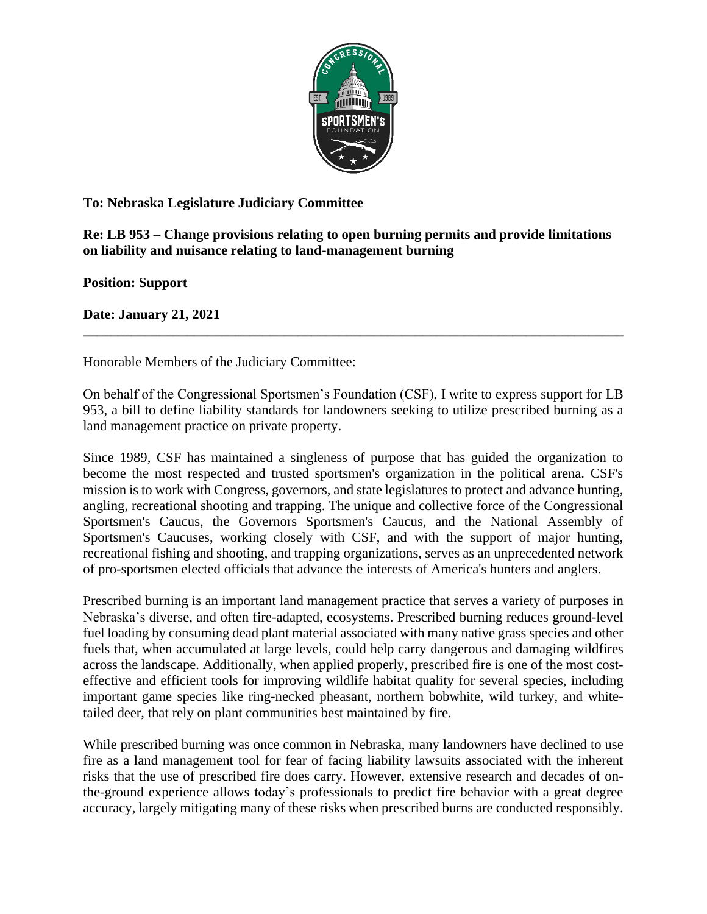**To: Nebraska Legislature Judiciary Committee**

**Re: LB 953 – Change provisions relating to open burning permits and provide limitations on liability and nuisance relating to land-management burning**

**Position: Support**

**Date: January 21, 2021**

---

Honorable Members of the Judiciary Committee:

On behalf of the Congressional Sportsmen's Foundation (CSF), I write to express support for LB 953, a bill to define liability standards for landowners seeking to utilize prescribed burning as a land management practice on private property.

Since 1989, CSF has maintained a singleness of purpose that has guided the organization to become the most respected and trusted sportsmen's organization in the political arena. CSF's mission is to work with Congress, governors, and state legislatures to protect and advance hunting, angling, recreational shooting and trapping. The unique and collective force of the Congressional Sportsmen's Caucus, the Governors Sportsmen's Caucus, and the National Assembly of Sportsmen's Caucuses, working closely with CSF, and with the support of major hunting, recreational fishing and shooting, and trapping organizations, serves as an unprecedented network of pro-sportsmen elected officials that advance the interests of America's hunters and anglers.

Prescribed burning is an important land management practice that serves a variety of purposes in Nebraska's diverse, and often fire-adapted, ecosystems. Prescribed burning reduces ground-level fuel loading by consuming dead plant material associated with many native grass species and other fuels that, when accumulated at large levels, could help carry dangerous and damaging wildfires across the landscape. Additionally, when applied properly, prescribed fire is one of the most cost-effective and efficient tools for improving wildlife habitat quality for several species, including important game species like ring-necked pheasant, northern bobwhite, wild turkey, and white-tailed deer, that rely on plant communities best maintained by fire.

While prescribed burning was once common in Nebraska, many landowners have declined to use fire as a land management tool for fear of facing liability lawsuits associated with the inherent risks that the use of prescribed fire does carry. However, extensive research and decades of on-the-ground experience allows today's professionals to predict fire behavior with a great degree accuracy, largely mitigating many of these risks when prescribed burns are conducted responsibly.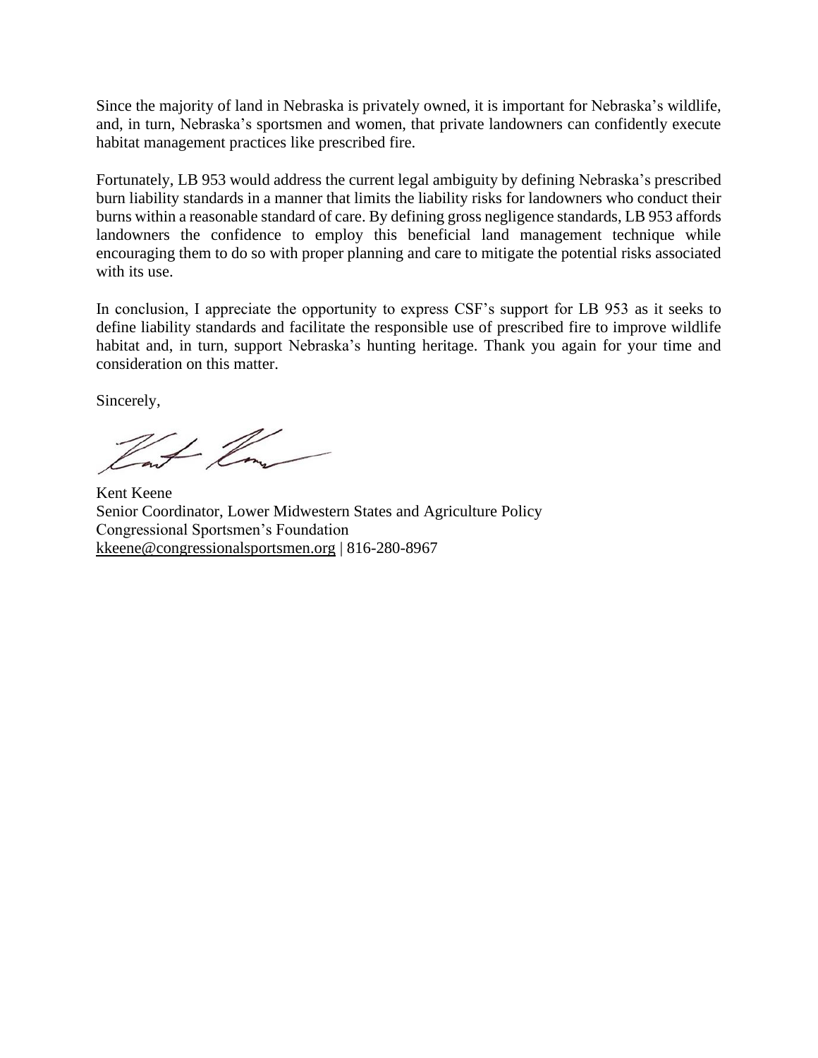Since the majority of land in Nebraska is privately owned, it is important for Nebraska's wildlife, and, in turn, Nebraska's sportsmen and women, that private landowners can confidently execute habitat management practices like prescribed fire.

Fortunately, LB 953 would address the current legal ambiguity by defining Nebraska's prescribed burn liability standards in a manner that limits the liability risks for landowners who conduct their burns within a reasonable standard of care. By defining gross negligence standards, LB 953 affords landowners the confidence to employ this beneficial land management technique while encouraging them to do so with proper planning and care to mitigate the potential risks associated with its use.

In conclusion, I appreciate the opportunity to express CSF's support for LB 953 as it seeks to define liability standards and facilitate the responsible use of prescribed fire to improve wildlife habitat and, in turn, support Nebraska's hunting heritage. Thank you again for your time and consideration on this matter.

Sincerely,

Kent Keene
Senior Coordinator, Lower Midwestern States and Agriculture Policy
Congressional Sportsmen's Foundation
kkeene@congressionalsportsmen.org | 816-280-8967